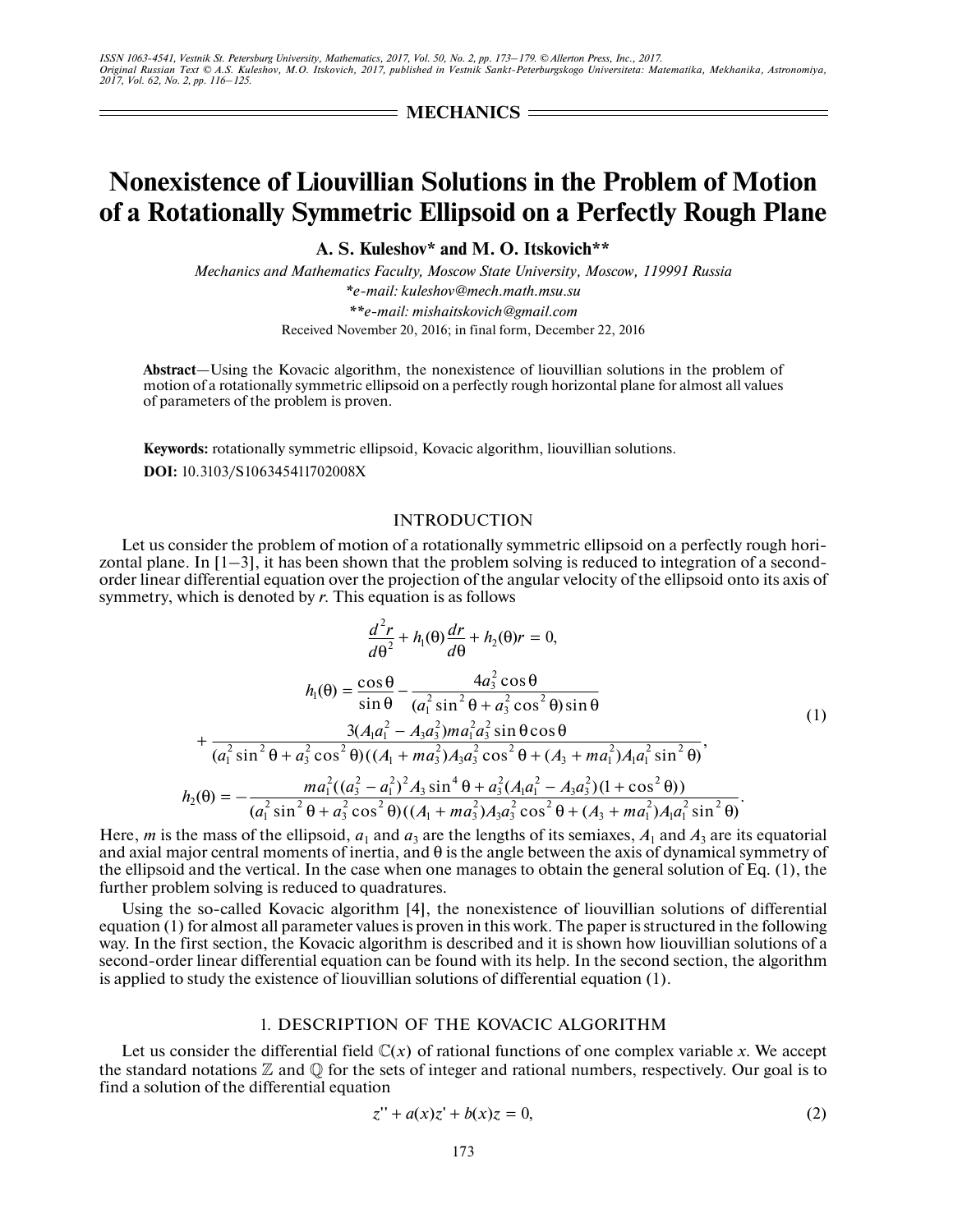**MECHANICS**

# Nonexistence of Liouvillian Solutions in the Problem of Motion of a Rotationally Symmetric Ellipsoid on a Perfectly Rough Plane

**A. S. Kuleshov\* and M. O. Itskovich\*\***

*Mechanics and Mathematics Faculty, Moscow State University, Moscow, 119991 Russia*

*\*e-mail: kuleshov@mech.math.msu.su*

*\*\*e-mail: mishaitskovich@gmail.com*

Received November 20, 2016; in final form, December 22, 2016

**Abstract**—Using the Kovacic algorithm, the nonexistence of liouvillian solutions in the problem of motion of a rotationally symmetric ellipsoid on a perfectly rough horizontal plane for almost all values of parameters of the problem is proven.

**Keywords:** rotationally symmetric ellipsoid, Kovacic algorithm, liouvillian solutions.

**DOI:** 10.3103/S106345411702008X

## INTRODUCTION

Let us consider the problem of motion of a rotationally symmetric ellipsoid on a perfectly rough horizontal plane. In [1–3], it has been shown that the problem solving is reduced to integration of a second-order linear differential equation over the projection of the angular velocity of the ellipsoid onto its axis of symmetry, which is denoted by $r$. This equation is as follows

$$
\begin{gathered}
\frac{d^2 r}{d\theta^2} + h_1(\theta)\frac{dr}{d\theta} + h_2(\theta) r = 0, \\
h_1(\theta) = \frac{\cos\theta}{\sin\theta} - \frac{4a_3^2\cos\theta}{(a_1^2\sin^2\theta + a_3^2\cos^2\theta)\sin\theta} \\
+ \frac{3(A_1a_1^2 - A_3a_3^2)ma_1^2a_3^2\sin\theta\cos\theta}{(a_1^2\sin^2\theta + a_3^2\cos^2\theta)((A_1 + ma_3^2)A_3a_3^2\cos^2\theta + (A_3 + ma_1^2)A_1a_1^2\sin^2\theta)}, \\
h_2(\theta) = -\frac{ma_1^2((a_3^2 - a_1^2)^2A_3\sin^4\theta + a_3^2(A_1a_1^2 - A_3a_3^2)(1 + \cos^2\theta))}{(a_1^2\sin^2\theta + a_3^2\cos^2\theta)((A_1 + ma_3^2)A_3a_3^2\cos^2\theta + (A_3 + ma_1^2)A_1a_1^2\sin^2\theta)}.
\end{gathered}
\tag{1}
$$

Here, $m$ is the mass of the ellipsoid, $a_1$ and $a_3$ are the lengths of its semiaxes, $A_1$ and $A_3$ are its equatorial and axial major central moments of inertia, and $\theta$ is the angle between the axis of dynamical symmetry of the ellipsoid and the vertical. In the case when one manages to obtain the general solution of Eq. (1), the further problem solving is reduced to quadratures.

Using the so-called Kovacic algorithm [4], the nonexistence of liouvillian solutions of differential equation (1) for almost all parameter values is proven in this work. The paper is structured in the following way. In the first section, the Kovacic algorithm is described and it is shown how liouvillian solutions of a second-order linear differential equation can be found with its help. In the second section, the algorithm is applied to study the existence of liouvillian solutions of differential equation (1).

## 1. DESCRIPTION OF THE KOVACIC ALGORITHM

Let us consider the differential field $\mathbb{C}(x)$ of rational functions of one complex variable $x$. We accept the standard notations $\mathbb{Z}$ and $\mathbb{Q}$ for the sets of integer and rational numbers, respectively. Our goal is to find a solution of the differential equation

$$
z'' + a(x)z' + b(x)z = 0,
\tag{2}
$$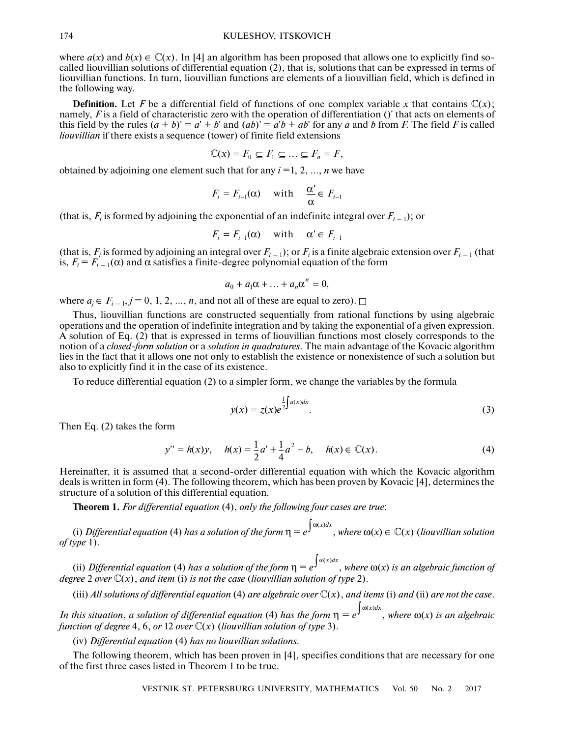where $a(x)$ and $b(x) \in \mathbb{C}(x)$. In [4] an algorithm has been proposed that allows one to explicitly find so-called liouvillian solutions of differential equation (2), that is, solutions that can be expressed in terms of liouvillian functions. In turn, liouvillian functions are elements of a liouvillian field, which is defined in the following way.

**Definition.** Let $F$ be a differential field of functions of one complex variable $x$ that contains $\mathbb{C}(x)$; namely, $F$ is a field of characteristic zero with the operation of differentiation ()' that acts on elements of this field by the rules $(a + b)' = a' + b'$ and $(ab)' = a'b + ab'$ for any $a$ and $b$ from $F$. The field $F$ is called *liouvillian* if there exists a sequence (tower) of finite field extensions

$$\mathbb{C}(x) = F_0 \subseteq F_1 \subseteq \ldots \subseteq F_n = F,$$

obtained by adjoining one element such that for any $i = 1, 2, \ldots, n$ we have

$$F_i = F_{i-1}(\alpha) \quad \text{with} \quad \frac{\alpha'}{\alpha} \in F_{i-1}$$

(that is, $F_i$ is formed by adjoining the exponential of an indefinite integral over $F_{i-1}$); or

$$F_i = F_{i-1}(\alpha) \quad \text{with} \quad \alpha' \in F_{i-1}$$

(that is, $F_i$ is formed by adjoining an integral over $F_{i-1}$); or $F_i$ is a finite algebraic extension over $F_{i-1}$ (that is, $F_i = F_{i-1}(\alpha)$ and $\alpha$ satisfies a finite-degree polynomial equation of the form

$$a_0 + a_1\alpha + \ldots + a_n\alpha^n = 0,$$

where $a_j \in F_{i-1}$, $j = 0, 1, 2, \ldots, n$, and not all of these are equal to zero). □

Thus, liouvillian functions are constructed sequentially from rational functions by using algebraic operations and the operation of indefinite integration and by taking the exponential of a given expression. A solution of Eq. (2) that is expressed in terms of liouvillian functions most closely corresponds to the notion of a *closed-form solution* or a *solution in quadratures*. The main advantage of the Kovacic algorithm lies in the fact that it allows one not only to establish the existence or nonexistence of such a solution but also to explicitly find it in the case of its existence.

To reduce differential equation (2) to a simpler form, we change the variables by the formula

$$y(x) = z(x)e^{\frac{1}{2}\int a(x)dx}. \tag{3}$$

Then Eq. (2) takes the form

$$y'' = h(x)y, \quad h(x) = \frac{1}{2}a' + \frac{1}{4}a^2 - b, \quad h(x) \in \mathbb{C}(x). \tag{4}$$

Hereinafter, it is assumed that a second-order differential equation with which the Kovacic algorithm deals is written in form (4). The following theorem, which has been proven by Kovacic [4], determines the structure of a solution of this differential equation.

**Theorem 1.** *For differential equation* (4), *only the following four cases are true*:

(i) *Differential equation* (4) *has a solution of the form* $\eta = e^{\int \omega(x)dx}$, *where* $\omega(x) \in \mathbb{C}(x)$ (*liouvillian solution of type* 1).

(ii) *Differential equation* (4) *has a solution of the form* $\eta = e^{\int \omega(x)dx}$, *where* $\omega(x)$ *is an algebraic function of degree* 2 *over* $\mathbb{C}(x)$, *and item* (i) *is not the case* (*liouvillian solution of type* 2).

(iii) *All solutions of differential equation* (4) *are algebraic over* $\mathbb{C}(x)$, *and items* (i) *and* (ii) *are not the case*. *In this situation*, *a solution of differential equation* (4) *has the form* $\eta = e^{\int \omega(x)dx}$, *where* $\omega(x)$ *is an algebraic function of degree* 4, 6, *or* 12 *over* $\mathbb{C}(x)$ (*liouvillian solution of type* 3).

(iv) *Differential equation* (4) *has no liouvillian solutions*.

The following theorem, which has been proven in [4], specifies conditions that are necessary for one of the first three cases listed in Theorem 1 to be true.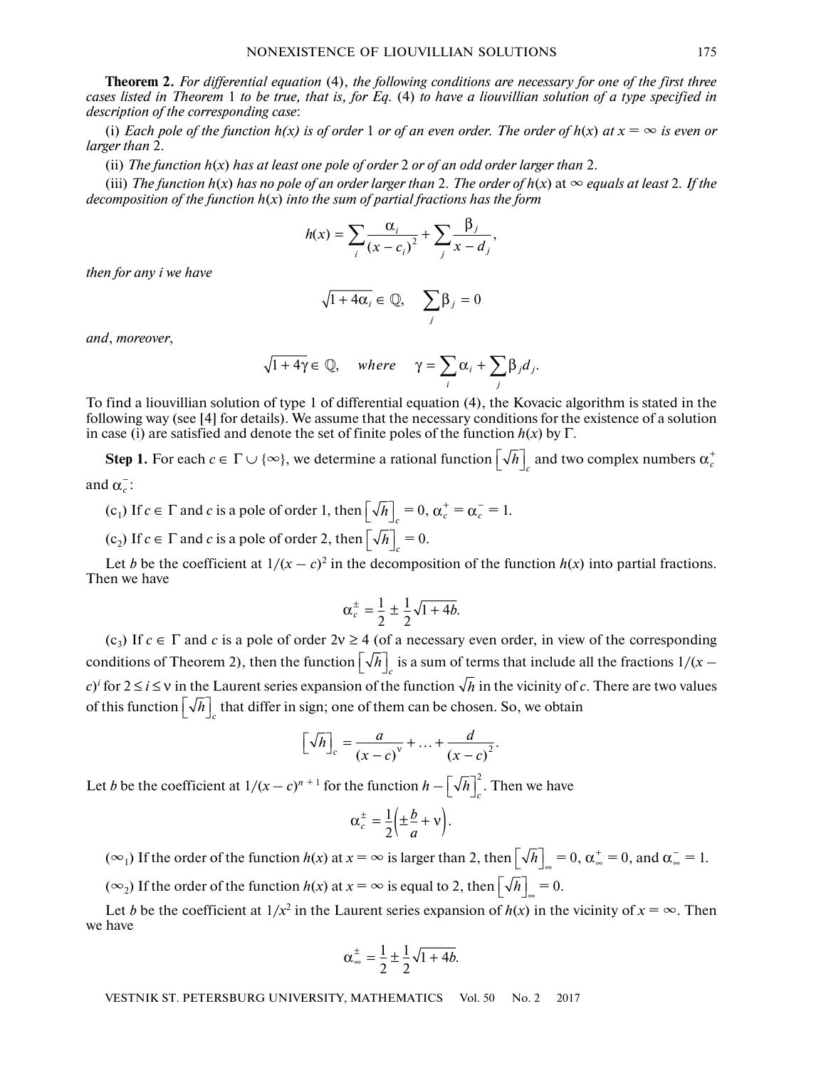**Theorem 2.** *For differential equation* (4), *the following conditions are necessary for one of the first three cases listed in Theorem* 1 *to be true, that is, for Eq.* (4) *to have a liouvillian solution of a type specified in description of the corresponding case*:

(i) *Each pole of the function h(x) is of order* 1 *or of an even order. The order of* $h(x)$ *at* $x = \infty$ *is even or larger than* 2.

(ii) *The function* $h(x)$ *has at least one pole of order* 2 *or of an odd order larger than* 2.

(iii) *The function* $h(x)$ *has no pole of an order larger than* 2. *The order of* $h(x)$ at $\infty$ *equals at least* 2. *If the decomposition of the function* $h(x)$ *into the sum of partial fractions has the form*

$$h(x) = \sum_i \frac{\alpha_i}{(x - c_i)^2} + \sum_j \frac{\beta_j}{x - d_j},$$

*then for any i we have*

$$\sqrt{1 + 4\alpha_i} \in \mathbb{Q}, \quad \sum_j \beta_j = 0$$

*and*, *moreover*,

$$\sqrt{1 + 4\gamma} \in \mathbb{Q}, \quad \textit{where} \quad \gamma = \sum_i \alpha_i + \sum_j \beta_j d_j.$$

To find a liouvillian solution of type 1 of differential equation (4), the Kovacic algorithm is stated in the following way (see [4] for details). We assume that the necessary conditions for the existence of a solution in case (i) are satisfied and denote the set of finite poles of the function $h(x)$ by $\Gamma$.

**Step 1.** For each $c \in \Gamma \cup \{\infty\}$, we determine a rational function $\left[\sqrt{h}\right]_c$ and two complex numbers $\alpha_c^+$ and $\alpha_c^-$:

($c_1$) If $c \in \Gamma$ and $c$ is a pole of order 1, then $\left[\sqrt{h}\right]_c = 0$, $\alpha_c^+ = \alpha_c^- = 1$.

($c_2$) If $c \in \Gamma$ and $c$ is a pole of order 2, then $\left[\sqrt{h}\right]_c = 0$.

Let $b$ be the coefficient at $1/(x - c)^2$ in the decomposition of the function $h(x)$ into partial fractions. Then we have

$$\alpha_c^{\pm} = \frac{1}{2} \pm \frac{1}{2}\sqrt{1 + 4b}.$$

($c_3$) If $c \in \Gamma$ and $c$ is a pole of order $2\nu \geq 4$ (of a necessary even order, in view of the corresponding conditions of Theorem 2), then the function $\left[\sqrt{h}\right]_c$ is a sum of terms that include all the fractions $1/(x - c)^i$ for $2 \leq i \leq \nu$ in the Laurent series expansion of the function $\sqrt{h}$ in the vicinity of $c$. There are two values of this function $\left[\sqrt{h}\right]_c$ that differ in sign; one of them can be chosen. So, we obtain

$$\left[\sqrt{h}\right]_c = \frac{a}{(x - c)^{\nu}} + \ldots + \frac{d}{(x - c)^2}.$$

Let $b$ be the coefficient at $1/(x - c)^{n+1}$ for the function $h - \left[\sqrt{h}\right]_c^2$. Then we have

$$\alpha_c^{\pm} = \frac{1}{2}\left(\pm\frac{b}{a} + \nu\right).$$

($\infty_1$) If the order of the function $h(x)$ at $x = \infty$ is larger than 2, then $\left[\sqrt{h}\right]_\infty = 0$, $\alpha_\infty^+ = 0$, and $\alpha_\infty^- = 1$.

($\infty_2$) If the order of the function $h(x)$ at $x = \infty$ is equal to 2, then $\left[\sqrt{h}\right]_\infty = 0$.

Let $b$ be the coefficient at $1/x^2$ in the Laurent series expansion of $h(x)$ in the vicinity of $x = \infty$. Then we have

$$\alpha_\infty^{\pm} = \frac{1}{2} \pm \frac{1}{2}\sqrt{1 + 4b}.$$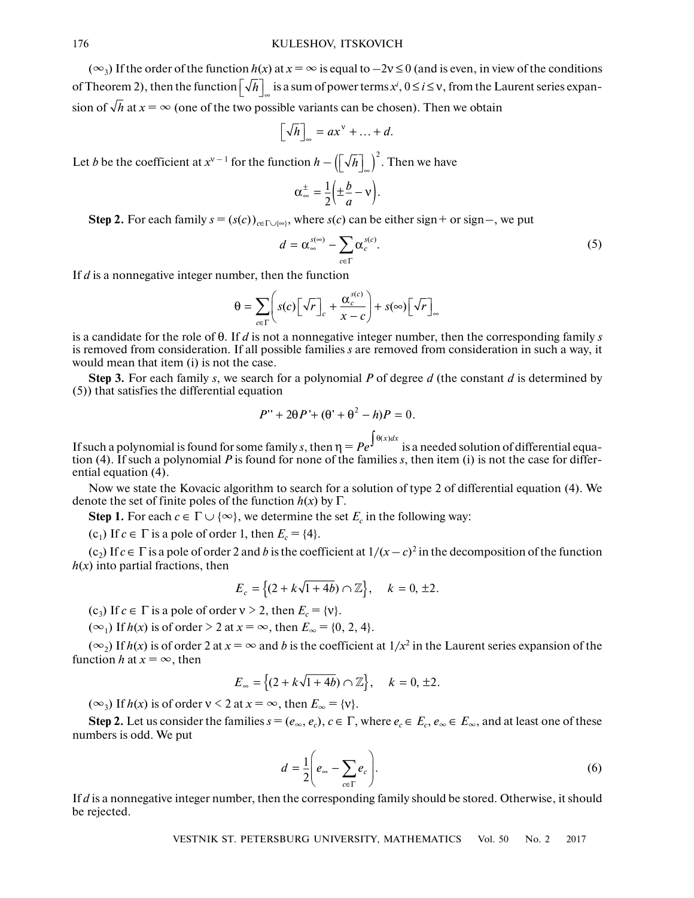($\infty_3$) If the order of the function $h(x)$ at $x = \infty$ is equal to $-2\nu \leq 0$ (and is even, in view of the conditions of Theorem 2), then the function $\left[\sqrt{h}\right]_\infty$ is a sum of power terms $x^i$, $0 \leq i \leq \nu$, from the Laurent series expansion of $\sqrt{h}$ at $x = \infty$ (one of the two possible variants can be chosen). Then we obtain

$$\left[\sqrt{h}\right]_\infty = ax^\nu + \ldots + d.$$

Let $b$ be the coefficient at $x^{\nu-1}$ for the function $h - \left(\left[\sqrt{h}\right]_\infty\right)^2$. Then we have

$$\alpha_\infty^\pm = \frac{1}{2}\left(\pm\frac{b}{a} - \nu\right).$$

**Step 2.** For each family $s = (s(c))_{c \in \Gamma \cup \{\infty\}}$, where $s(c)$ can be either sign $+$ or sign $-$, we put

$$d = \alpha_\infty^{s(\infty)} - \sum_{c \in \Gamma} \alpha_c^{s(c)}. \tag{5}$$

If $d$ is a nonnegative integer number, then the function

$$\theta = \sum_{c \in \Gamma}\left(s(c)\left[\sqrt{r}\right]_c + \frac{\alpha_c^{s(c)}}{x - c}\right) + s(\infty)\left[\sqrt{r}\right]_\infty$$

is a candidate for the role of $\theta$. If $d$ is not a nonnegative integer number, then the corresponding family $s$ is removed from consideration. If all possible families $s$ are removed from consideration in such a way, it would mean that item (i) is not the case.

**Step 3.** For each family $s$, we search for a polynomial $P$ of degree $d$ (the constant $d$ is determined by (5)) that satisfies the differential equation

$$P'' + 2\theta P' + (\theta' + \theta^2 - h)P = 0.$$

If such a polynomial is found for some family $s$, then $\eta = Pe^{\int \theta(x)dx}$ is a needed solution of differential equation (4). If such a polynomial $P$ is found for none of the families $s$, then item (i) is not the case for differential equation (4).

Now we state the Kovacic algorithm to search for a solution of type 2 of differential equation (4). We denote the set of finite poles of the function $h(x)$ by $\Gamma$.

**Step 1.** For each $c \in \Gamma \cup \{\infty\}$, we determine the set $E_c$ in the following way:

($c_1$) If $c \in \Gamma$ is a pole of order 1, then $E_c = \{4\}$.

($c_2$) If $c \in \Gamma$ is a pole of order 2 and $b$ is the coefficient at $1/(x-c)^2$ in the decomposition of the function $h(x)$ into partial fractions, then

$$E_c = \left\{(2 + k\sqrt{1 + 4b}) \cap \mathbb{Z}\right\}, \quad k = 0, \pm 2.$$

($c_3$) If $c \in \Gamma$ is a pole of order $\nu > 2$, then $E_c = \{\nu\}$.

($\infty_1$) If $h(x)$ is of order $> 2$ at $x = \infty$, then $E_\infty = \{0, 2, 4\}$.

($\infty_2$) If $h(x)$ is of order 2 at $x = \infty$ and $b$ is the coefficient at $1/x^2$ in the Laurent series expansion of the function $h$ at $x = \infty$, then

$$E_\infty = \left\{(2 + k\sqrt{1 + 4b}) \cap \mathbb{Z}\right\}, \quad k = 0, \pm 2.$$

($\infty_3$) If $h(x)$ is of order $\nu < 2$ at $x = \infty$, then $E_\infty = \{\nu\}$.

**Step 2.** Let us consider the families $s = (e_\infty, e_c)$, $c \in \Gamma$, where $e_c \in E_c$, $e_\infty \in E_\infty$, and at least one of these numbers is odd. We put

$$d = \frac{1}{2}\left(e_\infty - \sum_{c \in \Gamma} e_c\right). \tag{6}$$

If $d$ is a nonnegative integer number, then the corresponding family should be stored. Otherwise, it should be rejected.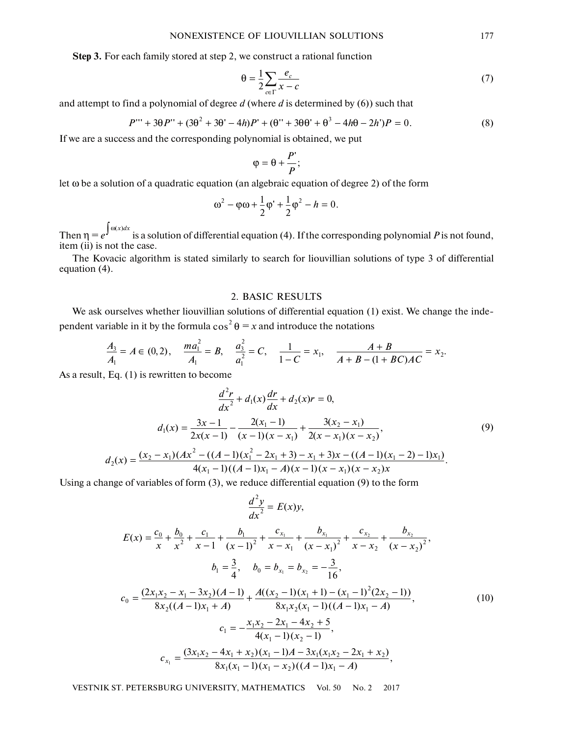**Step 3.** For each family stored at step 2, we construct a rational function

$$\theta = \frac{1}{2}\sum_{c \in \Gamma} \frac{e_c}{x - c} \tag{7}$$

and attempt to find a polynomial of degree $d$ (where $d$ is determined by (6)) such that

$$P''' + 3\theta P'' + (3\theta^2 + 3\theta' - 4h)P' + (\theta'' + 3\theta\theta' + \theta^3 - 4h\theta - 2h')P = 0. \tag{8}$$

If we are a success and the corresponding polynomial is obtained, we put

$$\varphi = \theta + \frac{P'}{P};$$

let $\omega$ be a solution of a quadratic equation (an algebraic equation of degree 2) of the form

$$\omega^2 - \varphi\omega + \frac{1}{2}\varphi' + \frac{1}{2}\varphi^2 - h = 0.$$

Then $\eta = e^{\int \omega(x)dx}$ is a solution of differential equation (4). If the corresponding polynomial $P$ is not found, item (ii) is not the case.

The Kovacic algorithm is stated similarly to search for liouvillian solutions of type 3 of differential equation (4).

## 2. BASIC RESULTS

We ask ourselves whether liouvillian solutions of differential equation (1) exist. We change the independent variable in it by the formula $\cos^2\theta = x$ and introduce the notations

$$\frac{A_3}{A_1} = A \in (0, 2), \quad \frac{ma_1^2}{A_1} = B, \quad \frac{a_3^2}{a_1^2} = C, \quad \frac{1}{1 - C} = x_1, \quad \frac{A + B}{A + B - (1 + BC)AC} = x_2.$$

As a result, Eq. (1) is rewritten to become

$$\frac{d^2r}{dx^2} + d_1(x)\frac{dr}{dx} + d_2(x)r = 0,$$

$$d_1(x) = \frac{3x - 1}{2x(x - 1)} - \frac{2(x_1 - 1)}{(x - 1)(x - x_1)} + \frac{3(x_2 - x_1)}{2(x - x_1)(x - x_2)}, \tag{9}$$

$$d_2(x) = \frac{(x_2 - x_1)(Ax^2 - ((A - 1)(x_1^2 - 2x_1 + 3) - x_1 + 3)x - ((A - 1)(x_1 - 2) - 1)x_1)}{4(x_1 - 1)((A - 1)x_1 - A)(x - 1)(x - x_1)(x - x_2)x}.$$

Using a change of variables of form (3), we reduce differential equation (9) to the form

$$\frac{d^2y}{dx^2} = E(x)y,$$

$$E(x) = \frac{c_0}{x} + \frac{b_0}{x^2} + \frac{c_1}{x - 1} + \frac{b_1}{(x - 1)^2} + \frac{c_{x_1}}{x - x_1} + \frac{b_{x_1}}{(x - x_1)^2} + \frac{c_{x_2}}{x - x_2} + \frac{b_{x_2}}{(x - x_2)^2},$$

$$b_1 = \frac{3}{4}, \quad b_0 = b_{x_1} = b_{x_2} = -\frac{3}{16},$$

$$c_0 = \frac{(2x_1x_2 - x_1 - 3x_2)(A - 1)}{8x_2((A - 1)x_1 + A)} + \frac{A((x_2 - 1)(x_1 + 1) - (x_1 - 1)^2(2x_2 - 1))}{8x_1x_2(x_1 - 1)((A - 1)x_1 - A)}, \tag{10}$$

$$c_1 = -\frac{x_1x_2 - 2x_1 - 4x_2 + 5}{4(x_1 - 1)(x_2 - 1)},$$

$$c_{x_1} = \frac{(3x_1x_2 - 4x_1 + x_2)(x_1 - 1)A - 3x_1(x_1x_2 - 2x_1 + x_2)}{8x_1(x_1 - 1)(x_1 - x_2)((A - 1)x_1 - A)},$$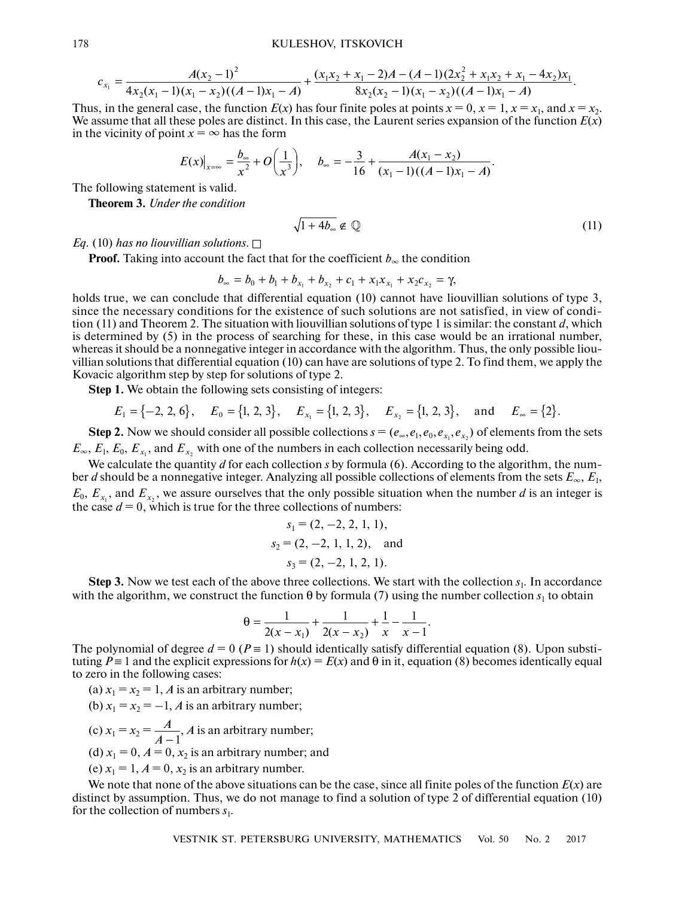$$c_{x_1} = \frac{A(x_2-1)^2}{4x_2(x_1-1)(x_1-x_2)((A-1)x_1-A)} + \frac{(x_1x_2+x_1-2)A-(A-1)(2x_2^2+x_1x_2+x_1-4x_2)x_1}{8x_2(x_2-1)(x_1-x_2)((A-1)x_1-A)}.$$

Thus, in the general case, the function $E(x)$ has four finite poles at points $x = 0$, $x = 1$, $x = x_1$, and $x = x_2$. We assume that all these poles are distinct. In this case, the Laurent series expansion of the function $E(x)$ in the vicinity of point $x = \infty$ has the form

$$E(x)\big|_{x=\infty} = \frac{b_\infty}{x^2} + O\left(\frac{1}{x^3}\right), \quad b_\infty = -\frac{3}{16} + \frac{A(x_1-x_2)}{(x_1-1)((A-1)x_1-A)}.$$

The following statement is valid.

**Theorem 3.** *Under the condition*

$$\sqrt{1+4b_\infty} \notin \mathbb{Q} \tag{11}$$

*Eq.* (10) *has no liouvillian solutions.* □

**Proof.** Taking into account the fact that for the coefficient $b_\infty$ the condition

$$b_\infty = b_0 + b_1 + b_{x_1} + b_{x_2} + c_1 + x_1 x_{x_1} + x_2 c_{x_2} = \gamma,$$

holds true, we can conclude that differential equation (10) cannot have liouvillian solutions of type 3, since the necessary conditions for the existence of such solutions are not satisfied, in view of condition (11) and Theorem 2. The situation with liouvillian solutions of type 1 is similar: the constant $d$, which is determined by (5) in the process of searching for these, in this case would be an irrational number, whereas it should be a nonnegative integer in accordance with the algorithm. Thus, the only possible liouvillian solutions that differential equation (10) can have are solutions of type 2. To find them, we apply the Kovacic algorithm step by step for solutions of type 2.

**Step 1.** We obtain the following sets consisting of integers:

$$E_1 = \{-2, 2, 6\}, \quad E_0 = \{1, 2, 3\}, \quad E_{x_1} = \{1, 2, 3\}, \quad E_{x_2} = \{1, 2, 3\}, \quad \text{and} \quad E_\infty = \{2\}.$$

**Step 2.** Now we should consider all possible collections $s = (e_\infty, e_1, e_0, e_{x_1}, e_{x_2})$ of elements from the sets $E_\infty$, $E_1$, $E_0$, $E_{x_1}$, and $E_{x_2}$ with one of the numbers in each collection necessarily being odd.

We calculate the quantity $d$ for each collection $s$ by formula (6). According to the algorithm, the number $d$ should be a nonnegative integer. Analyzing all possible collections of elements from the sets $E_\infty$, $E_1$, $E_0$, $E_{x_1}$, and $E_{x_2}$, we assure ourselves that the only possible situation when the number $d$ is an integer is the case $d = 0$, which is true for the three collections of numbers:

$$s_1 = (2, -2, 2, 1, 1),$$
$$s_2 = (2, -2, 1, 1, 2), \quad \text{and}$$
$$s_3 = (2, -2, 1, 2, 1).$$

**Step 3.** Now we test each of the above three collections. We start with the collection $s_1$. In accordance with the algorithm, we construct the function $\theta$ by formula (7) using the number collection $s_1$ to obtain

$$\theta = \frac{1}{2(x-x_1)} + \frac{1}{2(x-x_2)} + \frac{1}{x} - \frac{1}{x-1}.$$

The polynomial of degree $d = 0$ ($P \equiv 1$) should identically satisfy differential equation (8). Upon substituting $P \equiv 1$ and the explicit expressions for $h(x) = E(x)$ and $\theta$ in it, equation (8) becomes identically equal to zero in the following cases:

(a) $x_1 = x_2 = 1$, $A$ is an arbitrary number;

(b) $x_1 = x_2 = -1$, $A$ is an arbitrary number;

(c) $x_1 = x_2 = \dfrac{A}{A-1}$, $A$ is an arbitrary number;

(d) $x_1 = 0$, $A = 0$, $x_2$ is an arbitrary number; and

(e) $x_1 = 1$, $A = 0$, $x_2$ is an arbitrary number.

We note that none of the above situations can be the case, since all finite poles of the function $E(x)$ are distinct by assumption. Thus, we do not manage to find a solution of type 2 of differential equation (10) for the collection of numbers $s_1$.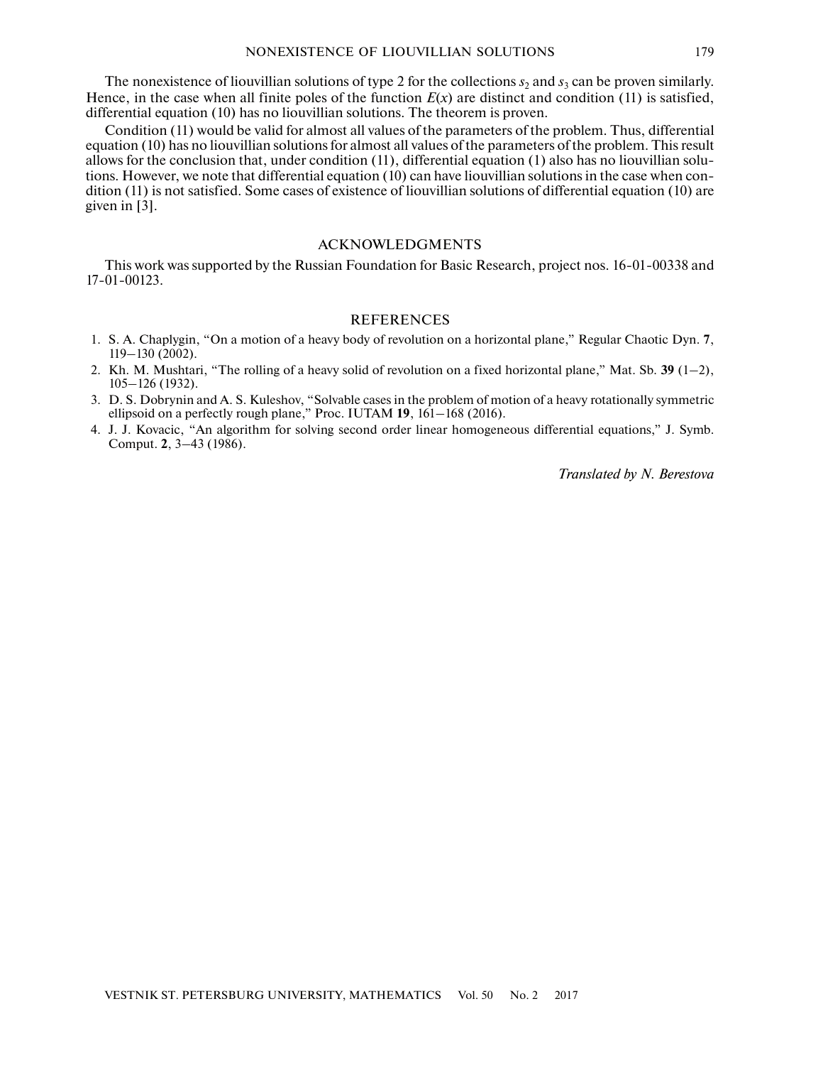The nonexistence of liouvillian solutions of type 2 for the collections $s_2$ and $s_3$ can be proven similarly. Hence, in the case when all finite poles of the function $E(x)$ are distinct and condition (11) is satisfied, differential equation (10) has no liouvillian solutions. The theorem is proven.

Condition (11) would be valid for almost all values of the parameters of the problem. Thus, differential equation (10) has no liouvillian solutions for almost all values of the parameters of the problem. This result allows for the conclusion that, under condition (11), differential equation (1) also has no liouvillian solutions. However, we note that differential equation (10) can have liouvillian solutions in the case when condition (11) is not satisfied. Some cases of existence of liouvillian solutions of differential equation (10) are given in [3].

## ACKNOWLEDGMENTS

This work was supported by the Russian Foundation for Basic Research, project nos. 16-01-00338 and 17-01-00123.

## REFERENCES

1. S. A. Chaplygin, "On a motion of a heavy body of revolution on a horizontal plane," Regular Chaotic Dyn. **7**, 119–130 (2002).
2. Kh. M. Mushtari, "The rolling of a heavy solid of revolution on a fixed horizontal plane," Mat. Sb. **39** (1–2), 105–126 (1932).
3. D. S. Dobrynin and A. S. Kuleshov, "Solvable cases in the problem of motion of a heavy rotationally symmetric ellipsoid on a perfectly rough plane," Proc. IUTAM **19**, 161–168 (2016).
4. J. J. Kovacic, "An algorithm for solving second order linear homogeneous differential equations," J. Symb. Comput. **2**, 3–43 (1986).

*Translated by N. Berestova*